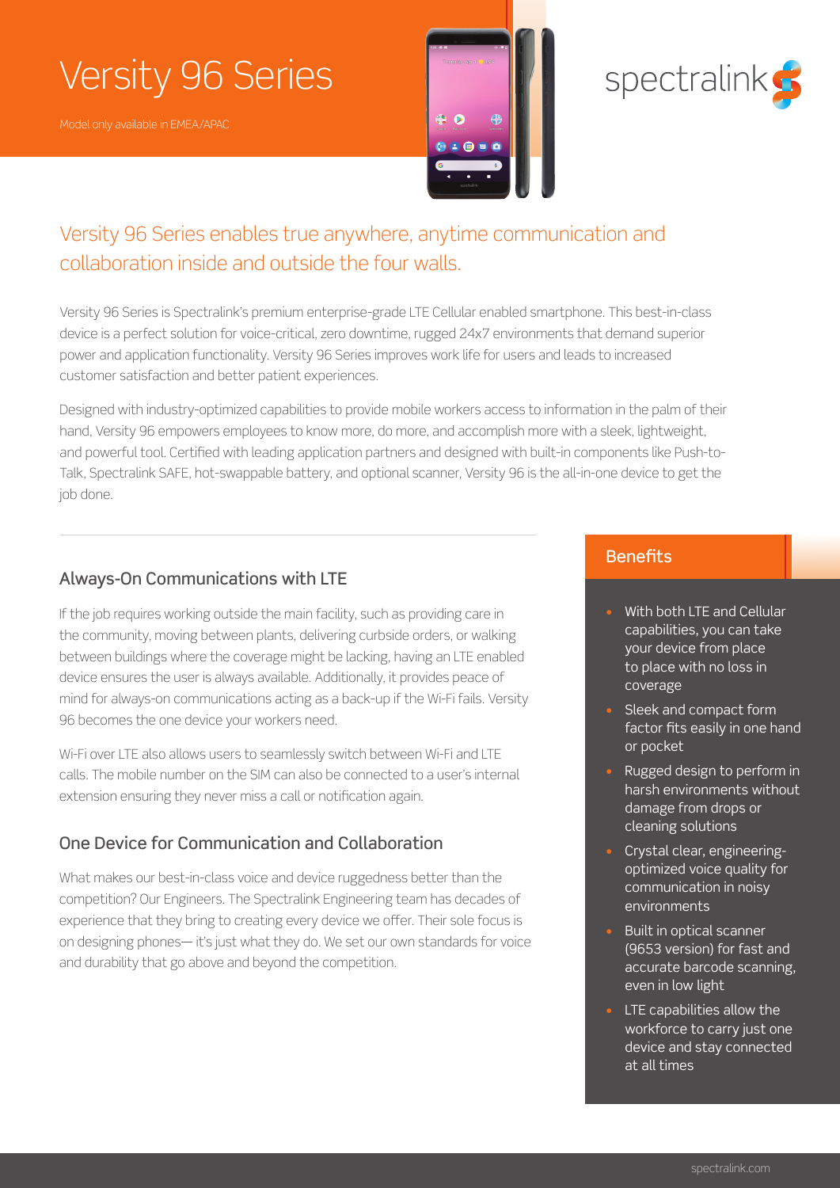# Versity 96 Series

Model only available in EMEA/APAC

spectralink

## Versity 96 Series enables true anywhere, anytime communication and collaboration inside and outside the four walls.

Versity 96 Series is Spectralink's premium enterprise-grade LTE Cellular enabled smartphone. This best-in-class device is a perfect solution for voice-critical, zero downtime, rugged 24x7 environments that demand superior power and application functionality. Versity 96 Series improves work life for users and leads to increased customer satisfaction and better patient experiences.

Designed with industry-optimized capabilities to provide mobile workers access to information in the palm of their hand, Versity 96 empowers employees to know more, do more, and accomplish more with a sleek, lightweight, and powerful tool. Certified with leading application partners and designed with built-in components like Push-to-Talk, Spectralink SAFE, hot-swappable battery, and optional scanner, Versity 96 is the all-in-one device to get the job done.

### Always-On Communications with LTE

If the job requires working outside the main facility, such as providing care in the community, moving between plants, delivering curbside orders, or walking between buildings where the coverage might be lacking, having an LTE enabled device ensures the user is always available. Additionally, it provides peace of mind for always-on communications acting as a back-up if the Wi-Fi fails. Versity 96 becomes the one device your workers need.

Wi-Fi over LTE also allows users to seamlessly switch between Wi-Fi and LTE calls. The mobile number on the SIM can also be connected to a user's internal extension ensuring they never miss a call or notification again.

### One Device for Communication and Collaboration

What makes our best-in-class voice and device ruggedness better than the competition? Our Engineers. The Spectralink Engineering team has decades of experience that they bring to creating every device we offer. Their sole focus is on designing phones— it's just what they do. We set our own standards for voice and durability that go above and beyond the competition.

### Benefits

- With both LTE and Cellular capabilities, you can take your device from place to place with no loss in coverage
- Sleek and compact form factor fits easily in one hand or pocket
- Rugged design to perform in harsh environments without damage from drops or cleaning solutions
- Crystal clear, engineering-optimized voice quality for communication in noisy environments
- Built in optical scanner (9653 version) for fast and accurate barcode scanning, even in low light
- LTE capabilities allow the workforce to carry just one device and stay connected at all times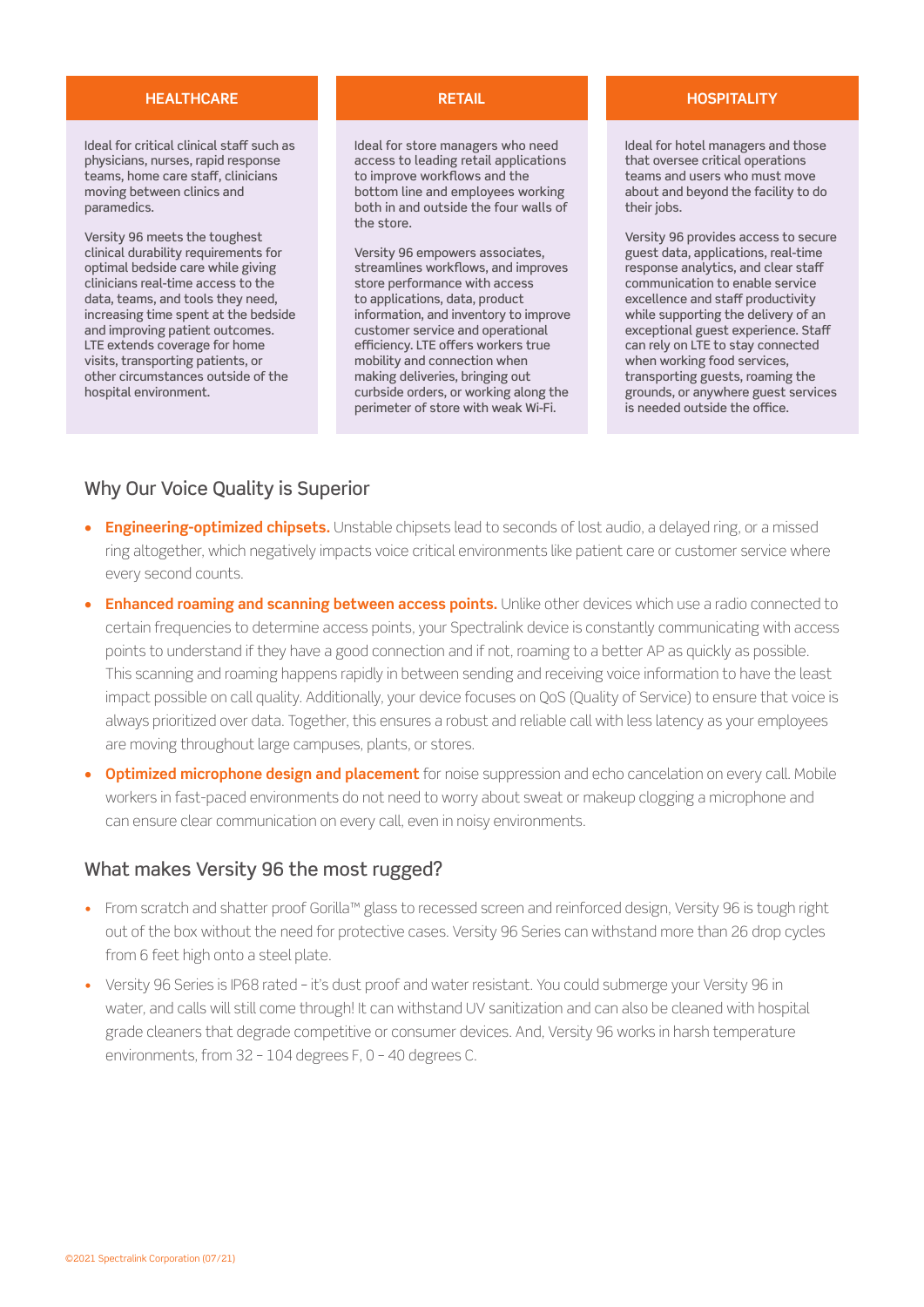### HEALTHCARE

Ideal for critical clinical staff such as physicians, nurses, rapid response teams, home care staff, clinicians moving between clinics and paramedics.

Versity 96 meets the toughest clinical durability requirements for optimal bedside care while giving clinicians real-time access to the data, teams, and tools they need, increasing time spent at the bedside and improving patient outcomes. LTE extends coverage for home visits, transporting patients, or other circumstances outside of the hospital environment.

### RETAIL

Ideal for store managers who need access to leading retail applications to improve workflows and the bottom line and employees working both in and outside the four walls of the store.

Versity 96 empowers associates, streamlines workflows, and improves store performance with access to applications, data, product information, and inventory to improve customer service and operational efficiency. LTE offers workers true mobility and connection when making deliveries, bringing out curbside orders, or working along the perimeter of store with weak Wi-Fi.

### HOSPITALITY

Ideal for hotel managers and those that oversee critical operations teams and users who must move about and beyond the facility to do their jobs.

Versity 96 provides access to secure guest data, applications, real-time response analytics, and clear staff communication to enable service excellence and staff productivity while supporting the delivery of an exceptional guest experience. Staff can rely on LTE to stay connected when working food services, transporting guests, roaming the grounds, or anywhere guest services is needed outside the office.

## Why Our Voice Quality is Superior

- **Engineering-optimized chipsets.** Unstable chipsets lead to seconds of lost audio, a delayed ring, or a missed ring altogether, which negatively impacts voice critical environments like patient care or customer service where every second counts.
- **Enhanced roaming and scanning between access points.** Unlike other devices which use a radio connected to certain frequencies to determine access points, your Spectralink device is constantly communicating with access points to understand if they have a good connection and if not, roaming to a better AP as quickly as possible. This scanning and roaming happens rapidly in between sending and receiving voice information to have the least impact possible on call quality. Additionally, your device focuses on QoS (Quality of Service) to ensure that voice is always prioritized over data. Together, this ensures a robust and reliable call with less latency as your employees are moving throughout large campuses, plants, or stores.
- **Optimized microphone design and placement** for noise suppression and echo cancelation on every call. Mobile workers in fast-paced environments do not need to worry about sweat or makeup clogging a microphone and can ensure clear communication on every call, even in noisy environments.

## What makes Versity 96 the most rugged?

- From scratch and shatter proof Gorilla™ glass to recessed screen and reinforced design, Versity 96 is tough right out of the box without the need for protective cases. Versity 96 Series can withstand more than 26 drop cycles from 6 feet high onto a steel plate.
- Versity 96 Series is IP68 rated – it's dust proof and water resistant. You could submerge your Versity 96 in water, and calls will still come through! It can withstand UV sanitization and can also be cleaned with hospital grade cleaners that degrade competitive or consumer devices. And, Versity 96 works in harsh temperature environments, from 32 – 104 degrees F, 0 – 40 degrees C.

©2021 Spectralink Corporation (07/21)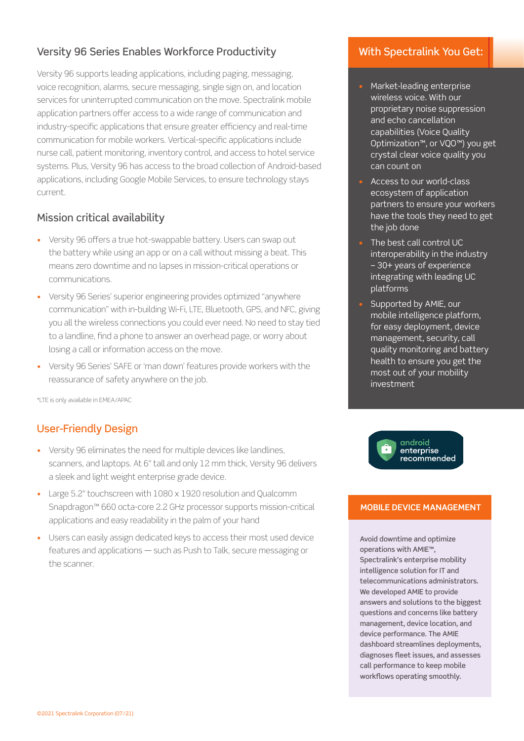## Versity 96 Series Enables Workforce Productivity

Versity 96 supports leading applications, including paging, messaging, voice recognition, alarms, secure messaging, single sign on, and location services for uninterrupted communication on the move. Spectralink mobile application partners offer access to a wide range of communication and industry-specific applications that ensure greater efficiency and real-time communication for mobile workers. Vertical-specific applications include nurse call, patient monitoring, inventory control, and access to hotel service systems. Plus, Versity 96 has access to the broad collection of Android-based applications, including Google Mobile Services, to ensure technology stays current.

## Mission critical availability

- Versity 96 offers a true hot-swappable battery. Users can swap out the battery while using an app or on a call without missing a beat. This means zero downtime and no lapses in mission-critical operations or communications.
- Versity 96 Series' superior engineering provides optimized "anywhere communication" with in-building Wi-Fi, LTE, Bluetooth, GPS, and NFC, giving you all the wireless connections you could ever need. No need to stay tied to a landline, find a phone to answer an overhead page, or worry about losing a call or information access on the move.
- Versity 96 Series' SAFE or 'man down' features provide workers with the reassurance of safety anywhere on the job.

*LTE is only available in EMEA/APAC

## User-Friendly Design

- Versity 96 eliminates the need for multiple devices like landlines, scanners, and laptops. At 6" tall and only 12 mm thick, Versity 96 delivers a sleek and light weight enterprise grade device.
- Large 5.2" touchscreen with 1080 x 1920 resolution and Qualcomm Snapdragon™ 660 octa-core 2.2 GHz processor supports mission-critical applications and easy readability in the palm of your hand
- Users can easily assign dedicated keys to access their most used device features and applications — such as Push to Talk, secure messaging or the scanner.

## With Spectralink You Get:

- Market-leading enterprise wireless voice. With our proprietary noise suppression and echo cancellation capabilities (Voice Quality Optimization™, or VQO™) you get crystal clear voice quality you can count on
- Access to our world-class ecosystem of application partners to ensure your workers have the tools they need to get the job done
- The best call control UC interoperability in the industry – 30+ years of experience integrating with leading UC platforms
- Supported by AMIE, our mobile intelligence platform, for easy deployment, device management, security, call quality monitoring and battery health to ensure you get the most out of your mobility investment

android enterprise recommended

## MOBILE DEVICE MANAGEMENT

Avoid downtime and optimize operations with AMIE™, Spectralink's enterprise mobility intelligence solution for IT and telecommunications administrators. We developed AMIE to provide answers and solutions to the biggest questions and concerns like battery management, device location, and device performance. The AMIE dashboard streamlines deployments, diagnoses fleet issues, and assesses call performance to keep mobile workflows operating smoothly.

©2021 Spectralink Corporation (07/21)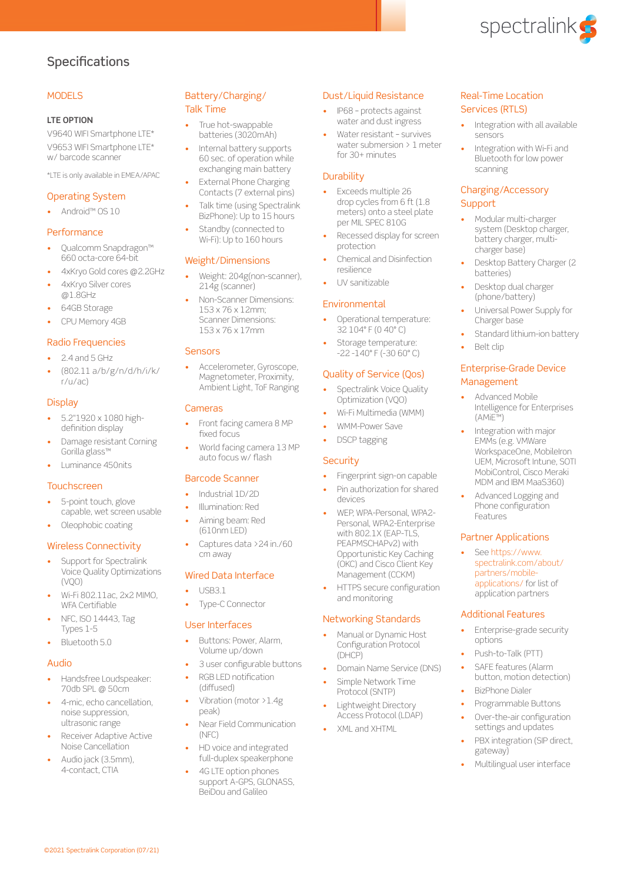# Specifications

## MODELS

**LTE OPTION**

V9640 WIFI Smartphone LTE*

V9653 WIFI Smartphone LTE* w/ barcode scanner

*LTE is only available in EMEA/APAC

## Operating System

- Android™ OS 10

## Performance

- Qualcomm Snapdragon™ 660 octa-core 64-bit
- 4xKryo Gold cores @2.2GHz
- 4xKryo Silver cores @1.8GHz
- 64GB Storage
- CPU Memory 4GB

## Radio Frequencies

- 2.4 and 5 GHz
- (802.11 a/b/g/n/d/h/i/k/r/u/ac)

## Display

- 5.2"1920 x 1080 high-definition display
- Damage resistant Corning Gorilla glass™
- Luminance 450nits

## Touchscreen

- 5-point touch, glove capable, wet screen usable
- Oleophobic coating

## Wireless Connectivity

- Support for Spectralink Voice Quality Optimizations (VQO)
- Wi-Fi 802.11ac, 2x2 MIMO, WFA Certifiable
- NFC, ISO 14443, Tag Types 1-5
- Bluetooth 5.0

## Audio

- Handsfree Loudspeaker: 70db SPL @ 50cm
- 4-mic, echo cancellation, noise suppression, ultrasonic range
- Receiver Adaptive Active Noise Cancellation
- Audio jack (3.5mm), 4-contact, CTIA

## Battery/Charging/Talk Time

- True hot-swappable batteries (3020mAh)
- Internal battery supports 60 sec. of operation while exchanging main battery
- External Phone Charging Contacts (7 external pins)
- Talk time (using Spectralink BizPhone): Up to 15 hours
- Standby (connected to Wi-Fi): Up to 160 hours

## Weight/Dimensions

- Weight: 204g(non-scanner), 214g (scanner)
- Non-Scanner Dimensions: 153 x 76 x 12mm; Scanner Dimensions: 153 x 76 x 17mm

## Sensors

- Accelerometer, Gyroscope, Magnetometer, Proximity, Ambient Light, ToF Ranging

## Cameras

- Front facing camera 8 MP fixed focus
- World facing camera 13 MP auto focus w/ flash

## Barcode Scanner

- Industrial 1D/2D
- Illumination: Red
- Aiming beam: Red (610nm LED)
- Captures data >24 in./60 cm away

## Wired Data Interface

- USB3.1
- Type-C Connector

## User Interfaces

- Buttons: Power, Alarm, Volume up/down
- 3 user configurable buttons
- RGB LED notification (diffused)
- Vibration (motor >1.4g peak)
- Near Field Communication (NFC)
- HD voice and integrated full-duplex speakerphone
- 4G LTE option phones support A-GPS, GLONASS, BeiDou and Galileo

## Dust/Liquid Resistance

- IP68 – protects against water and dust ingress
- Water resistant - survives water submersion > 1 meter for 30+ minutes

## Durability

- Exceeds multiple 26 drop cycles from 6 ft (1.8 meters) onto a steel plate per MIL SPEC 810G
- Recessed display for screen protection
- Chemical and Disinfection resilience
- UV sanitizable

## Environmental

- Operational temperature: 32 104° F (0 40° C)
- Storage temperature: -22 -140° F (-30 60° C)

## Quality of Service (Qos)

- Spectralink Voice Quality Optimization (VQO)
- Wi-Fi Multimedia (WMM)
- WMM-Power Save
- DSCP tagging

## Security

- Fingerprint sign-on capable
- Pin authorization for shared devices
- WEP, WPA-Personal, WPA2-Personal, WPA2-Enterprise with 802.1X (EAP-TLS, PEAPMSCHAPv2) with Opportunistic Key Caching (OKC) and Cisco Client Key Management (CCKM)
- HTTPS secure configuration and monitoring

## Networking Standards

- Manual or Dynamic Host Configuration Protocol (DHCP)
- Domain Name Service (DNS)
- Simple Network Time Protocol (SNTP)
- Lightweight Directory Access Protocol (LDAP)
- XML and XHTML

## Real-Time Location Services (RTLS)

- Integration with all available sensors
- Integration with Wi-Fi and Bluetooth for low power scanning

## Charging/Accessory Support

- Modular multi-charger system (Desktop charger, battery charger, multi-charger base)
- Desktop Battery Charger (2 batteries)
- Desktop dual charger (phone/battery)
- Universal Power Supply for Charger base
- Standard lithium-ion battery
- Belt clip

## Enterprise-Grade Device Management

- Advanced Mobile Intelligence for Enterprises (AMiE™)
- Integration with major EMMs (e.g. VMWare WorkspaceOne, MobileIron UEM, Microsoft Intune, SOTI MobiControl, Cisco Meraki MDM and IBM MaaS360)
- Advanced Logging and Phone configuration Features

## Partner Applications

- See https://www.spectralink.com/about/partners/mobile-applications/ for list of application partners

## Additional Features

- Enterprise-grade security options
- Push-to-Talk (PTT)
- SAFE features (Alarm button, motion detection)
- BizPhone Dialer
- Programmable Buttons
- Over-the-air configuration settings and updates
- PBX integration (SIP direct, gateway)
- Multilingual user interface

©2021 Spectralink Corporation (07/21)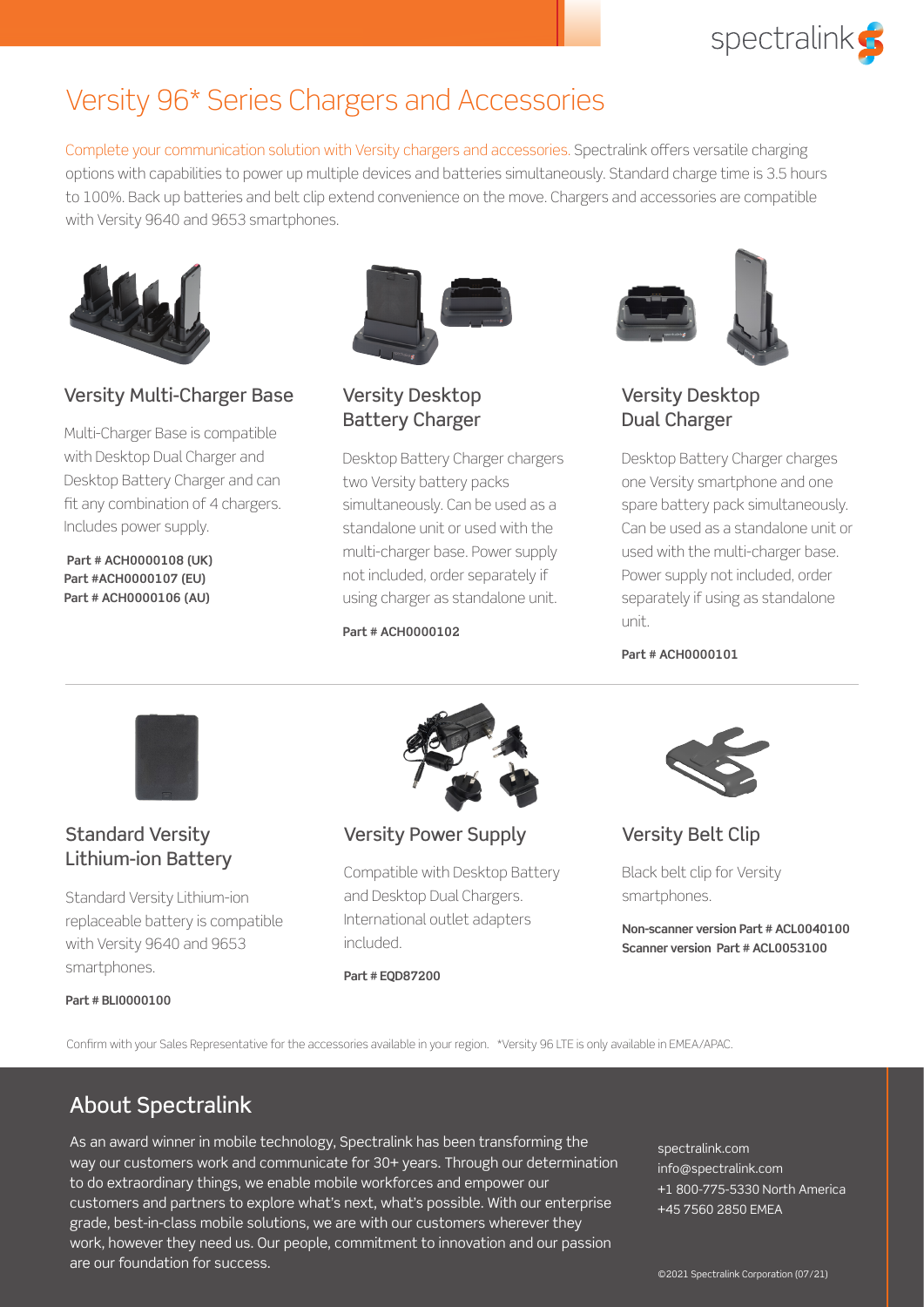# Versity 96* Series Chargers and Accessories

Complete your communication solution with Versity chargers and accessories. Spectralink offers versatile charging options with capabilities to power up multiple devices and batteries simultaneously. Standard charge time is 3.5 hours to 100%. Back up batteries and belt clip extend convenience on the move. Chargers and accessories are compatible with Versity 9640 and 9653 smartphones.

## Versity Multi-Charger Base

Multi-Charger Base is compatible with Desktop Dual Charger and Desktop Battery Charger and can fit any combination of 4 chargers. Includes power supply.

**Part # ACH0000108 (UK)**
**Part #ACH0000107 (EU)**
**Part # ACH0000106 (AU)**

## Versity Desktop Battery Charger

Desktop Battery Charger chargers two Versity battery packs simultaneously. Can be used as a standalone unit or used with the multi-charger base. Power supply not included, order separately if using charger as standalone unit.

**Part # ACH0000102**

## Versity Desktop Dual Charger

Desktop Battery Charger charges one Versity smartphone and one spare battery pack simultaneously. Can be used as a standalone unit or used with the multi-charger base. Power supply not included, order separately if using as standalone unit.

**Part # ACH0000101**

## Standard Versity Lithium-ion Battery

Standard Versity Lithium-ion replaceable battery is compatible with Versity 9640 and 9653 smartphones.

**Part # BLI0000100**

## Versity Power Supply

Compatible with Desktop Battery and Desktop Dual Chargers. International outlet adapters included.

**Part # EQD87200**

## Versity Belt Clip

Black belt clip for Versity smartphones.

**Non-scanner version Part # ACL0040100**
**Scanner version Part # ACL0053100**

Confirm with your Sales Representative for the accessories available in your region. *Versity 96 LTE is only available in EMEA/APAC.

## About Spectralink

As an award winner in mobile technology, Spectralink has been transforming the way our customers work and communicate for 30+ years. Through our determination to do extraordinary things, we enable mobile workforces and empower our customers and partners to explore what's next, what's possible. With our enterprise grade, best-in-class mobile solutions, we are with our customers wherever they work, however they need us. Our people, commitment to innovation and our passion are our foundation for success.

spectralink.com
info@spectralink.com
+1 800-775-5330 North America
+45 7560 2850 EMEA

©2021 Spectralink Corporation (07/21)